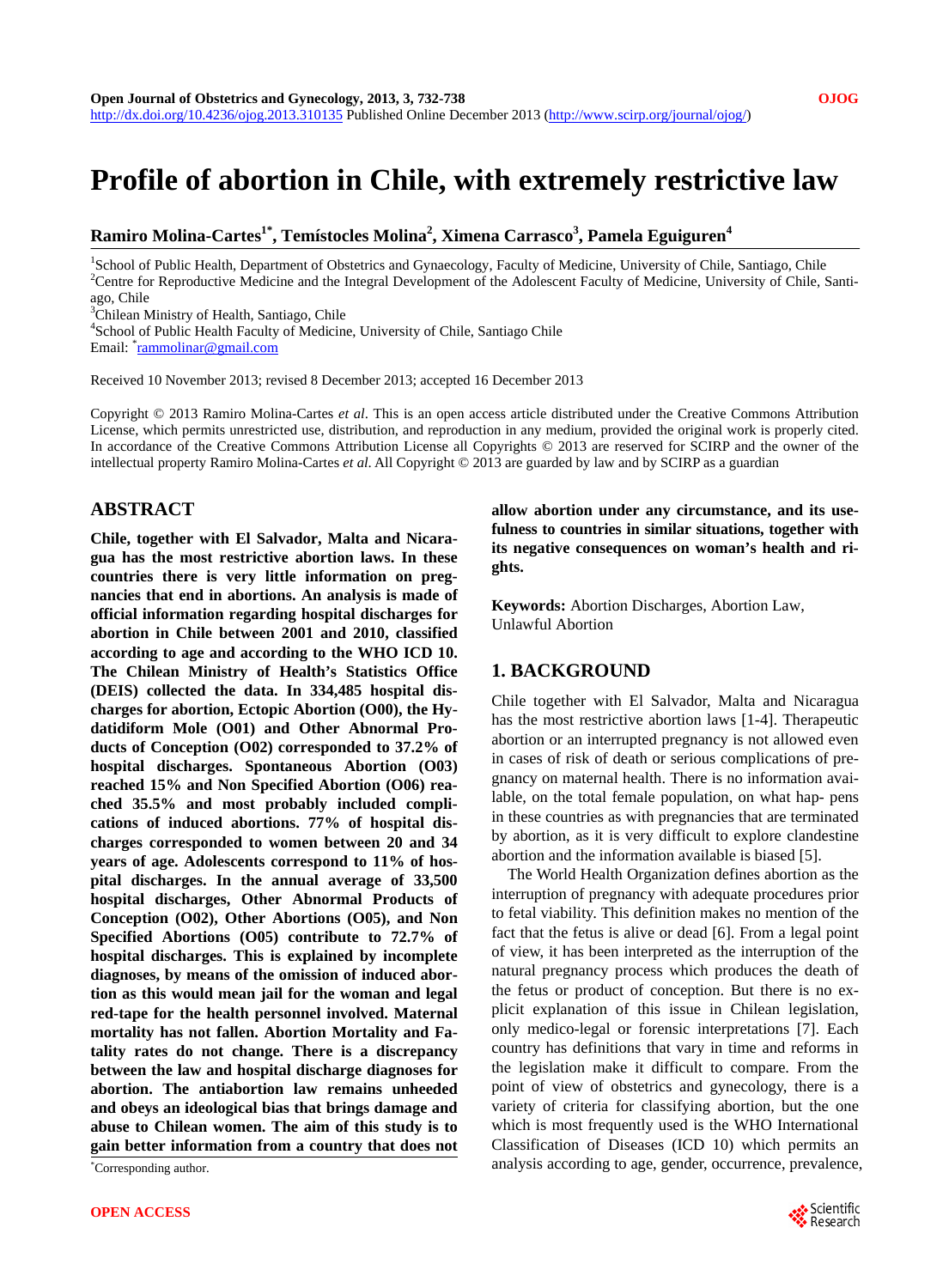# Profile of abortion in Chile, with extremely restrictive law

**Ramiro Molina-Cartes[1*], Temístocles Molina[2], Ximena Carrasco[3], Pamela Eguiguren[4]**

[1]School of Public Health, Department of Obstetrics and Gynaecology, Faculty of Medicine, University of Chile, Santiago, Chile
[2]Centre for Reproductive Medicine and the Integral Development of the Adolescent Faculty of Medicine, University of Chile, Santiago, Chile
[3]Chilean Ministry of Health, Santiago, Chile
[4]School of Public Health Faculty of Medicine, University of Chile, Santiago Chile
Email: *rammolinar@gmail.com

Received 10 November 2013; revised 8 December 2013; accepted 16 December 2013

Copyright © 2013 Ramiro Molina-Cartes *et al*. This is an open access article distributed under the Creative Commons Attribution License, which permits unrestricted use, distribution, and reproduction in any medium, provided the original work is properly cited. In accordance of the Creative Commons Attribution License all Copyrights © 2013 are reserved for SCIRP and the owner of the intellectual property Ramiro Molina-Cartes *et al*. All Copyright © 2013 are guarded by law and by SCIRP as a guardian

## ABSTRACT

**Chile, together with El Salvador, Malta and Nicaragua has the most restrictive abortion laws. In these countries there is very little information on pregnancies that end in abortions. An analysis is made of official information regarding hospital discharges for abortion in Chile between 2001 and 2010, classified according to age and according to the WHO ICD 10. The Chilean Ministry of Health's Statistics Office (DEIS) collected the data. In 334,485 hospital discharges for abortion, Ectopic Abortion (O00), the Hydatidiform Mole (O01) and Other Abnormal Products of Conception (O02) corresponded to 37.2% of hospital discharges. Spontaneous Abortion (O03) reached 15% and Non Specified Abortion (O06) reached 35.5% and most probably included complications of induced abortions. 77% of hospital discharges corresponded to women between 20 and 34 years of age. Adolescents correspond to 11% of hospital discharges. In the annual average of 33,500 hospital discharges, Other Abnormal Products of Conception (O02), Other Abortions (O05), and Non Specified Abortions (O05) contribute to 72.7% of hospital discharges. This is explained by incomplete diagnoses, by means of the omission of induced abortion as this would mean jail for the woman and legal red-tape for the health personnel involved. Maternal mortality has not fallen. Abortion Mortality and Fatality rates do not change. There is a discrepancy between the law and hospital discharge diagnoses for abortion. The antiabortion law remains unheeded and obeys an ideological bias that brings damage and abuse to Chilean women. The aim of this study is to gain better information from a country that does not allow abortion under any circumstance, and its usefulness to countries in similar situations, together with its negative consequences on woman's health and rights.**

**Keywords:** Abortion Discharges, Abortion Law, Unlawful Abortion

*Corresponding author.

## 1. BACKGROUND

Chile together with El Salvador, Malta and Nicaragua has the most restrictive abortion laws [1-4]. Therapeutic abortion or an interrupted pregnancy is not allowed even in cases of risk of death or serious complications of pregnancy on maternal health. There is no information available, on the total female population, on what happens in these countries as with pregnancies that are terminated by abortion, as it is very difficult to explore clandestine abortion and the information available is biased [5].

The World Health Organization defines abortion as the interruption of pregnancy with adequate procedures prior to fetal viability. This definition makes no mention of the fact that the fetus is alive or dead [6]. From a legal point of view, it has been interpreted as the interruption of the natural pregnancy process which produces the death of the fetus or product of conception. But there is no explicit explanation of this issue in Chilean legislation, only medico-legal or forensic interpretations [7]. Each country has definitions that vary in time and reforms in the legislation make it difficult to compare. From the point of view of obstetrics and gynecology, there is a variety of criteria for classifying abortion, but the one which is most frequently used is the WHO International Classification of Diseases (ICD 10) which permits an analysis according to age, gender, occurrence, prevalence,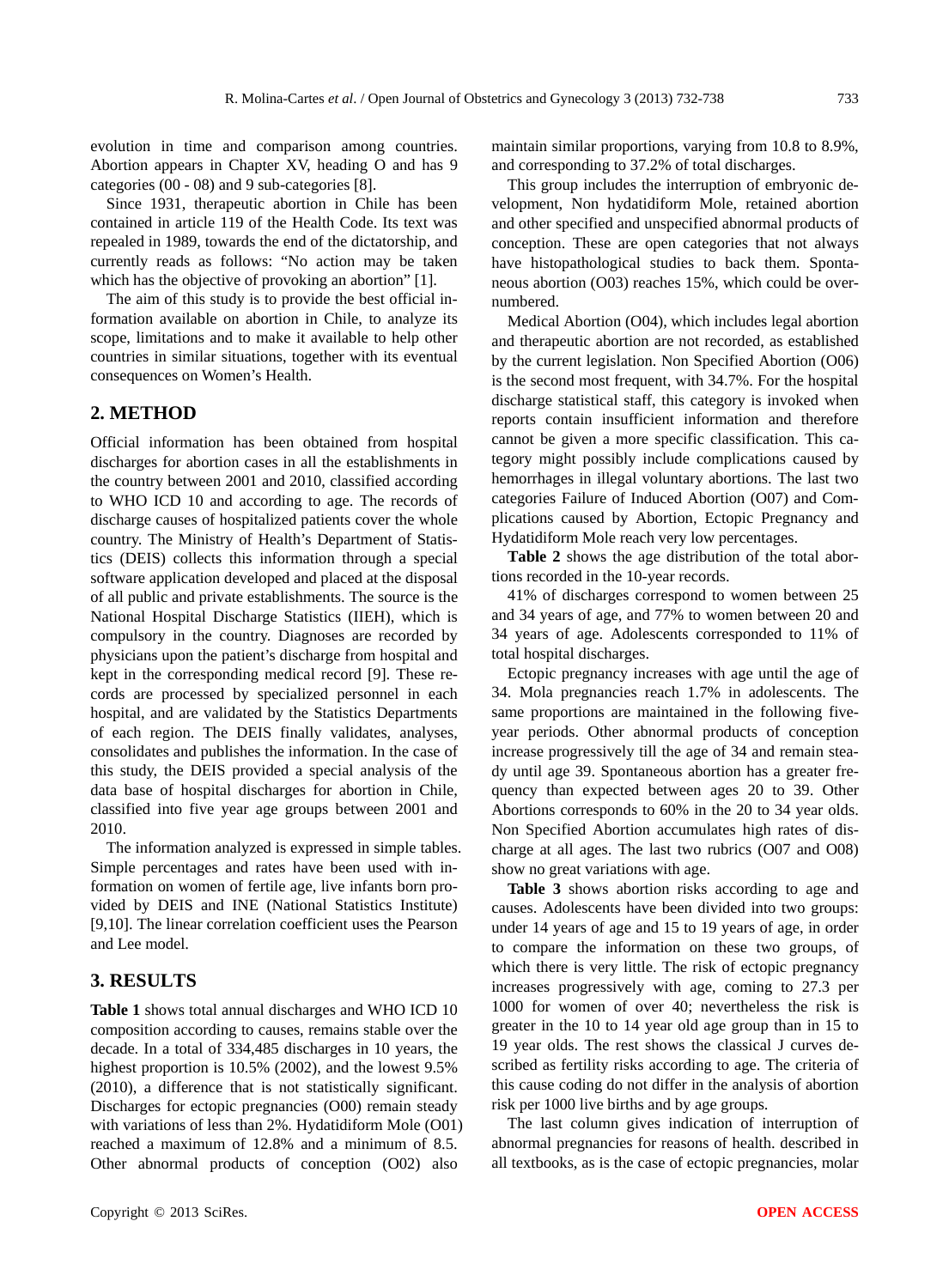evolution in time and comparison among countries. Abortion appears in Chapter XV, heading O and has 9 categories (00 - 08) and 9 sub-categories [8].

Since 1931, therapeutic abortion in Chile has been contained in article 119 of the Health Code. Its text was repealed in 1989, towards the end of the dictatorship, and currently reads as follows: "No action may be taken which has the objective of provoking an abortion" [1].

The aim of this study is to provide the best official information available on abortion in Chile, to analyze its scope, limitations and to make it available to help other countries in similar situations, together with its eventual consequences on Women's Health.

## 2. METHOD

Official information has been obtained from hospital discharges for abortion cases in all the establishments in the country between 2001 and 2010, classified according to WHO ICD 10 and according to age. The records of discharge causes of hospitalized patients cover the whole country. The Ministry of Health's Department of Statistics (DEIS) collects this information through a special software application developed and placed at the disposal of all public and private establishments. The source is the National Hospital Discharge Statistics (IIEH), which is compulsory in the country. Diagnoses are recorded by physicians upon the patient's discharge from hospital and kept in the corresponding medical record [9]. These records are processed by specialized personnel in each hospital, and are validated by the Statistics Departments of each region. The DEIS finally validates, analyses, consolidates and publishes the information. In the case of this study, the DEIS provided a special analysis of the data base of hospital discharges for abortion in Chile, classified into five year age groups between 2001 and 2010.

The information analyzed is expressed in simple tables. Simple percentages and rates have been used with information on women of fertile age, live infants born provided by DEIS and INE (National Statistics Institute) [9,10]. The linear correlation coefficient uses the Pearson and Lee model.

## 3. RESULTS

**Table 1** shows total annual discharges and WHO ICD 10 composition according to causes, remains stable over the decade. In a total of 334,485 discharges in 10 years, the highest proportion is 10.5% (2002), and the lowest 9.5% (2010), a difference that is not statistically significant. Discharges for ectopic pregnancies (O00) remain steady with variations of less than 2%. Hydatidiform Mole (O01) reached a maximum of 12.8% and a minimum of 8.5. Other abnormal products of conception (O02) also maintain similar proportions, varying from 10.8 to 8.9%, and corresponding to 37.2% of total discharges.

This group includes the interruption of embryonic development, Non hydatidiform Mole, retained abortion and other specified and unspecified abnormal products of conception. These are open categories that not always have histopathological studies to back them. Spontaneous abortion (O03) reaches 15%, which could be overnumbered.

Medical Abortion (O04), which includes legal abortion and therapeutic abortion are not recorded, as established by the current legislation. Non Specified Abortion (O06) is the second most frequent, with 34.7%. For the hospital discharge statistical staff, this category is invoked when reports contain insufficient information and therefore cannot be given a more specific classification. This category might possibly include complications caused by hemorrhages in illegal voluntary abortions. The last two categories Failure of Induced Abortion (O07) and Complications caused by Abortion, Ectopic Pregnancy and Hydatidiform Mole reach very low percentages.

**Table 2** shows the age distribution of the total abortions recorded in the 10-year records.

41% of discharges correspond to women between 25 and 34 years of age, and 77% to women between 20 and 34 years of age. Adolescents corresponded to 11% of total hospital discharges.

Ectopic pregnancy increases with age until the age of 34. Mola pregnancies reach 1.7% in adolescents. The same proportions are maintained in the following five-year periods. Other abnormal products of conception increase progressively till the age of 34 and remain steady until age 39. Spontaneous abortion has a greater frequency than expected between ages 20 to 39. Other Abortions corresponds to 60% in the 20 to 34 year olds. Non Specified Abortion accumulates high rates of discharge at all ages. The last two rubrics (O07 and O08) show no great variations with age.

**Table 3** shows abortion risks according to age and causes. Adolescents have been divided into two groups: under 14 years of age and 15 to 19 years of age, in order to compare the information on these two groups, of which there is very little. The risk of ectopic pregnancy increases progressively with age, coming to 27.3 per 1000 for women of over 40; nevertheless the risk is greater in the 10 to 14 year old age group than in 15 to 19 year olds. The rest shows the classical J curves described as fertility risks according to age. The criteria of this cause coding do not differ in the analysis of abortion risk per 1000 live births and by age groups.

The last column gives indication of interruption of abnormal pregnancies for reasons of health. described in all textbooks, as is the case of ectopic pregnancies, molar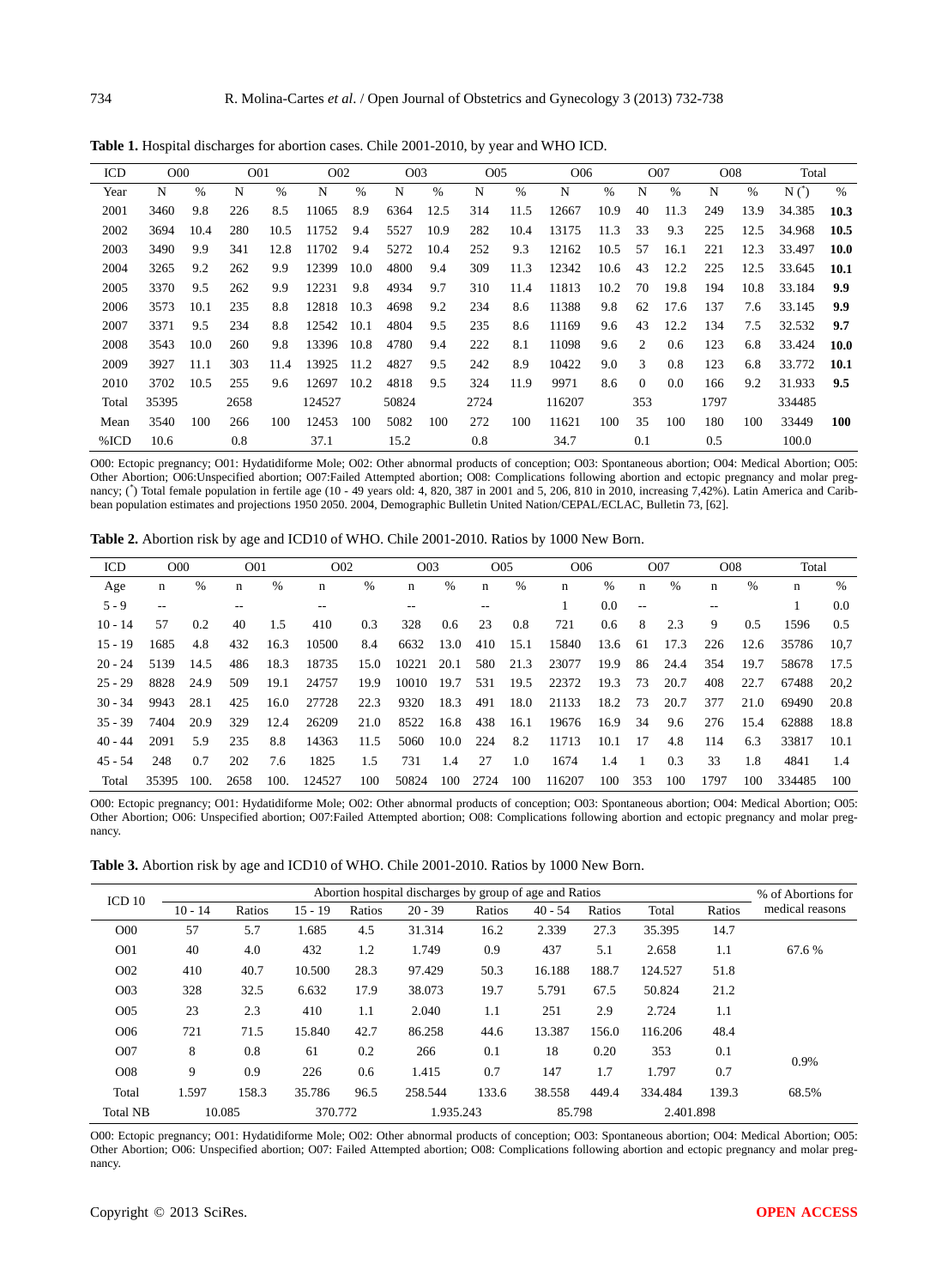**Table 1.** Hospital discharges for abortion cases. Chile 2001-2010, by year and WHO ICD.

| ICD | O00 | | O01 | | O02 | | O03 | | O05 | | O06 | | O07 | | O08 | | Total | |
|---|---|---|---|---|---|---|---|---|---|---|---|---|---|---|---|---|---|---|
| Year | N | % | N | % | N | % | N | % | N | % | N | % | N | % | N | % | N (*) | % |
| 2001 | 3460 | 9.8 | 226 | 8.5 | 11065 | 8.9 | 6364 | 12.5 | 314 | 11.5 | 12667 | 10.9 | 40 | 11.3 | 249 | 13.9 | 34.385 | **10.3** |
| 2002 | 3694 | 10.4 | 280 | 10.5 | 11752 | 9.4 | 5527 | 10.9 | 282 | 10.4 | 13175 | 11.3 | 33 | 9.3 | 225 | 12.5 | 34.968 | **10.5** |
| 2003 | 3490 | 9.9 | 341 | 12.8 | 11702 | 9.4 | 5272 | 10.4 | 252 | 9.3 | 12162 | 10.5 | 57 | 16.1 | 221 | 12.3 | 33.497 | **10.0** |
| 2004 | 3265 | 9.2 | 262 | 9.9 | 12399 | 10.0 | 4800 | 9.4 | 309 | 11.3 | 12342 | 10.6 | 43 | 12.2 | 225 | 12.5 | 33.645 | **10.1** |
| 2005 | 3370 | 9.5 | 262 | 9.9 | 12231 | 9.8 | 4934 | 9.7 | 310 | 11.4 | 11813 | 10.2 | 70 | 19.8 | 194 | 10.8 | 33.184 | **9.9** |
| 2006 | 3573 | 10.1 | 235 | 8.8 | 12818 | 10.3 | 4698 | 9.2 | 234 | 8.6 | 11388 | 9.8 | 62 | 17.6 | 137 | 7.6 | 33.145 | **9.9** |
| 2007 | 3371 | 9.5 | 234 | 8.8 | 12542 | 10.1 | 4804 | 9.5 | 235 | 8.6 | 11169 | 9.6 | 43 | 12.2 | 134 | 7.5 | 32.532 | **9.7** |
| 2008 | 3543 | 10.0 | 260 | 9.8 | 13396 | 10.8 | 4780 | 9.4 | 222 | 8.1 | 11098 | 9.6 | 2 | 0.6 | 123 | 6.8 | 33.424 | **10.0** |
| 2009 | 3927 | 11.1 | 303 | 11.4 | 13925 | 11.2 | 4827 | 9.5 | 242 | 8.9 | 10422 | 9.0 | 3 | 0.8 | 123 | 6.8 | 33.772 | **10.1** |
| 2010 | 3702 | 10.5 | 255 | 9.6 | 12697 | 10.2 | 4818 | 9.5 | 324 | 11.9 | 9971 | 8.6 | 0 | 0.0 | 166 | 9.2 | 31.933 | **9.5** |
| Total | 35395 | | 2658 | | 124527 | | 50824 | | 2724 | | 116207 | | 353 | | 1797 | | 334485 | |
| Mean | 3540 | 100 | 266 | 100 | 12453 | 100 | 5082 | 100 | 272 | 100 | 11621 | 100 | 35 | 100 | 180 | 100 | 33449 | **100** |
| %ICD | 10.6 | | 0.8 | | 37.1 | | 15.2 | | 0.8 | | 34.7 | | 0.1 | | 0.5 | | 100.0 | |

O00: Ectopic pregnancy; O01: Hydatidiforme Mole; O02: Other abnormal products of conception; O03: Spontaneous abortion; O04: Medical Abortion; O05: Other Abortion; O06:Unspecified abortion; O07:Failed Attempted abortion; O08: Complications following abortion and ectopic pregnancy and molar pregnancy; (*) Total female population in fertile age (10 - 49 years old: 4, 820, 387 in 2001 and 5, 206, 810 in 2010, increasing 7,42%). Latin America and Caribbean population estimates and projections 1950 2050. 2004, Demographic Bulletin United Nation/CEPAL/ECLAC, Bulletin 73, [62].

**Table 2.** Abortion risk by age and ICD10 of WHO. Chile 2001-2010. Ratios by 1000 New Born.

| ICD | O00 | | O01 | | O02 | | O03 | | O05 | | O06 | | O07 | | O08 | | Total | |
|---|---|---|---|---|---|---|---|---|---|---|---|---|---|---|---|---|---|---|
| Age | n | % | n | % | n | % | n | % | n | % | n | % | n | % | n | % | n | % |
| 5 - 9 | -- | | -- | | -- | | -- | | -- | | 1 | 0.0 | -- | | -- | | 1 | 0.0 |
| 10 - 14 | 57 | 0.2 | 40 | 1.5 | 410 | 0.3 | 328 | 0.6 | 23 | 0.8 | 721 | 0.6 | 8 | 2.3 | 9 | 0.5 | 1596 | 0.5 |
| 15 - 19 | 1685 | 4.8 | 432 | 16.3 | 10500 | 8.4 | 6632 | 13.0 | 410 | 15.1 | 15840 | 13.6 | 61 | 17.3 | 226 | 12.6 | 35786 | 10,7 |
| 20 - 24 | 5139 | 14.5 | 486 | 18.3 | 18735 | 15.0 | 10221 | 20.1 | 580 | 21.3 | 23077 | 19.9 | 86 | 24.4 | 354 | 19.7 | 58678 | 17.5 |
| 25 - 29 | 8828 | 24.9 | 509 | 19.1 | 24757 | 19.9 | 10010 | 19.7 | 531 | 19.5 | 22372 | 19.3 | 73 | 20.7 | 408 | 22.7 | 67488 | 20,2 |
| 30 - 34 | 9943 | 28.1 | 425 | 16.0 | 27728 | 22.3 | 9320 | 18.3 | 491 | 18.0 | 21133 | 18.2 | 73 | 20.7 | 377 | 21.0 | 69490 | 20.8 |
| 35 - 39 | 7404 | 20.9 | 329 | 12.4 | 26209 | 21.0 | 8522 | 16.8 | 438 | 16.1 | 19676 | 16.9 | 34 | 9.6 | 276 | 15.4 | 62888 | 18.8 |
| 40 - 44 | 2091 | 5.9 | 235 | 8.8 | 14363 | 11.5 | 5060 | 10.0 | 224 | 8.2 | 11713 | 10.1 | 17 | 4.8 | 114 | 6.3 | 33817 | 10.1 |
| 45 - 54 | 248 | 0.7 | 202 | 7.6 | 1825 | 1.5 | 731 | 1.4 | 27 | 1.0 | 1674 | 1.4 | 1 | 0.3 | 33 | 1.8 | 4841 | 1.4 |
| Total | 35395 | 100. | 2658 | 100. | 124527 | 100 | 50824 | 100 | 2724 | 100 | 116207 | 100 | 353 | 100 | 1797 | 100 | 334485 | 100 |

O00: Ectopic pregnancy; O01: Hydatidiforme Mole; O02: Other abnormal products of conception; O03: Spontaneous abortion; O04: Medical Abortion; O05: Other Abortion; O06: Unspecified abortion; O07:Failed Attempted abortion; O08: Complications following abortion and ectopic pregnancy and molar pregnancy.

**Table 3.** Abortion risk by age and ICD10 of WHO. Chile 2001-2010. Ratios by 1000 New Born.

| ICD 10 | Abortion hospital discharges by group of age and Ratios | | | | | | | | | | % of Abortions for medical reasons |
|---|---|---|---|---|---|---|---|---|---|---|---|
| | 10 - 14 | Ratios | 15 - 19 | Ratios | 20 - 39 | Ratios | 40 - 54 | Ratios | Total | Ratios | |
| O00 | 57 | 5.7 | 1.685 | 4.5 | 31.314 | 16.2 | 2.339 | 27.3 | 35.395 | 14.7 | |
| O01 | 40 | 4.0 | 432 | 1.2 | 1.749 | 0.9 | 437 | 5.1 | 2.658 | 1.1 | 67.6 % |
| O02 | 410 | 40.7 | 10.500 | 28.3 | 97.429 | 50.3 | 16.188 | 188.7 | 124.527 | 51.8 | |
| O03 | 328 | 32.5 | 6.632 | 17.9 | 38.073 | 19.7 | 5.791 | 67.5 | 50.824 | 21.2 | |
| O05 | 23 | 2.3 | 410 | 1.1 | 2.040 | 1.1 | 251 | 2.9 | 2.724 | 1.1 | |
| O06 | 721 | 71.5 | 15.840 | 42.7 | 86.258 | 44.6 | 13.387 | 156.0 | 116.206 | 48.4 | |
| O07 | 8 | 0.8 | 61 | 0.2 | 266 | 0.1 | 18 | 0.20 | 353 | 0.1 | 0.9% |
| O08 | 9 | 0.9 | 226 | 0.6 | 1.415 | 0.7 | 147 | 1.7 | 1.797 | 0.7 | |
| Total | 1.597 | 158.3 | 35.786 | 96.5 | 258.544 | 133.6 | 38.558 | 449.4 | 334.484 | 139.3 | 68.5% |
| Total NB | 10.085 | | 370.772 | | 1.935.243 | | 85.798 | | 2.401.898 | | |

O00: Ectopic pregnancy; O01: Hydatidiforme Mole; O02: Other abnormal products of conception; O03: Spontaneous abortion; O04: Medical Abortion; O05: Other Abortion; O06: Unspecified abortion; O07: Failed Attempted abortion; O08: Complications following abortion and ectopic pregnancy and molar pregnancy.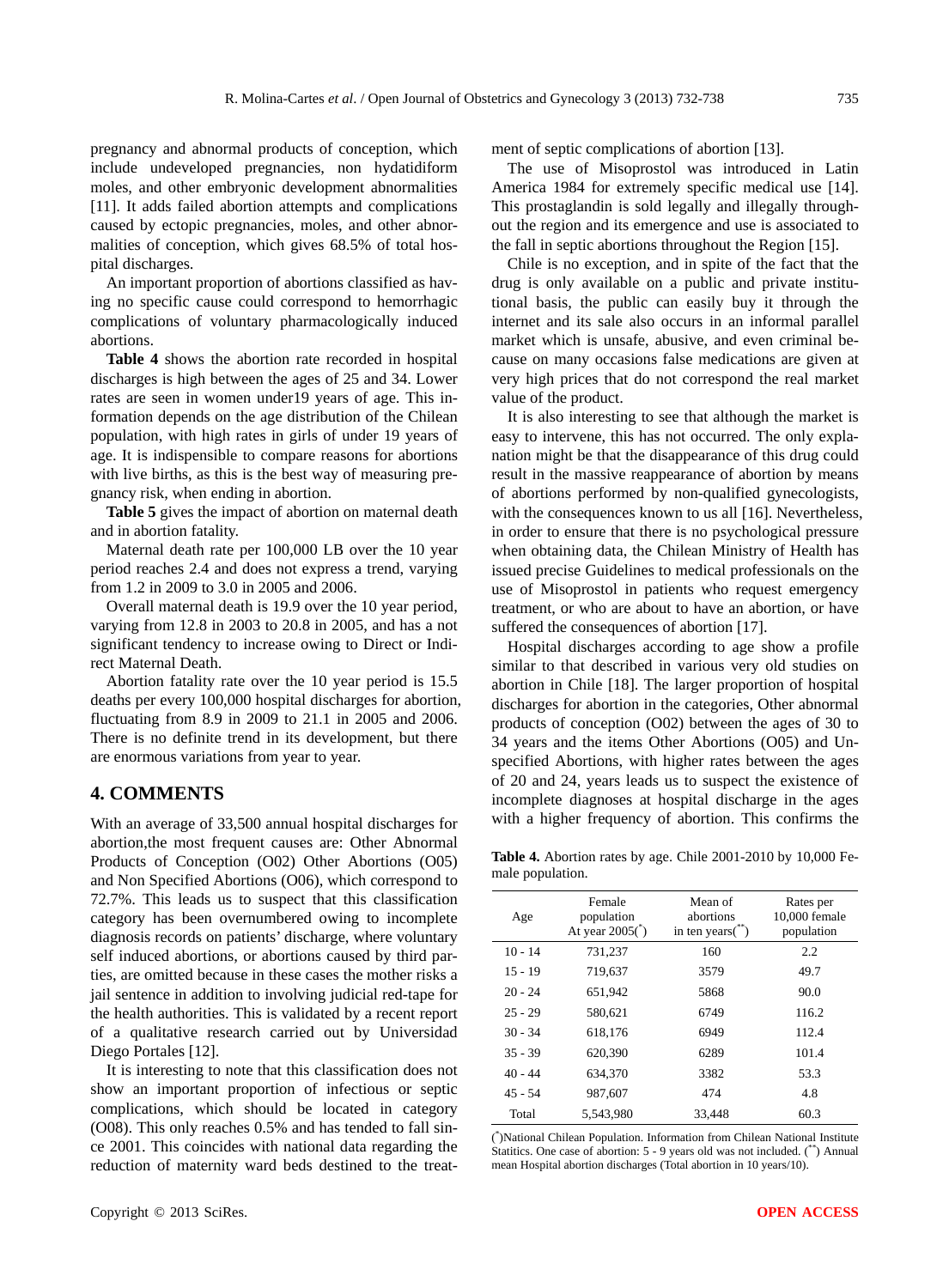pregnancy and abnormal products of conception, which include undeveloped pregnancies, non hydatidiform moles, and other embryonic development abnormalities [11]. It adds failed abortion attempts and complications caused by ectopic pregnancies, moles, and other abnormalities of conception, which gives 68.5% of total hospital discharges.

An important proportion of abortions classified as having no specific cause could correspond to hemorrhagic complications of voluntary pharmacologically induced abortions.

**Table 4** shows the abortion rate recorded in hospital discharges is high between the ages of 25 and 34. Lower rates are seen in women under19 years of age. This information depends on the age distribution of the Chilean population, with high rates in girls of under 19 years of age. It is indispensible to compare reasons for abortions with live births, as this is the best way of measuring pregnancy risk, when ending in abortion.

**Table 5** gives the impact of abortion on maternal death and in abortion fatality.

Maternal death rate per 100,000 LB over the 10 year period reaches 2.4 and does not express a trend, varying from 1.2 in 2009 to 3.0 in 2005 and 2006.

Overall maternal death is 19.9 over the 10 year period, varying from 12.8 in 2003 to 20.8 in 2005, and has a not significant tendency to increase owing to Direct or Indirect Maternal Death.

Abortion fatality rate over the 10 year period is 15.5 deaths per every 100,000 hospital discharges for abortion, fluctuating from 8.9 in 2009 to 21.1 in 2005 and 2006. There is no definite trend in its development, but there are enormous variations from year to year.

## 4. COMMENTS

With an average of 33,500 annual hospital discharges for abortion,the most frequent causes are: Other Abnormal Products of Conception (O02) Other Abortions (O05) and Non Specified Abortions (O06), which correspond to 72.7%. This leads us to suspect that this classification category has been overnumbered owing to incomplete diagnosis records on patients' discharge, where voluntary self induced abortions, or abortions caused by third parties, are omitted because in these cases the mother risks a jail sentence in addition to involving judicial red-tape for the health authorities. This is validated by a recent report of a qualitative research carried out by Universidad Diego Portales [12].

It is interesting to note that this classification does not show an important proportion of infectious or septic complications, which should be located in category (O08). This only reaches 0.5% and has tended to fall since 2001. This coincides with national data regarding the reduction of maternity ward beds destined to the treatment of septic complications of abortion [13].

The use of Misoprostol was introduced in Latin America 1984 for extremely specific medical use [14]. This prostaglandin is sold legally and illegally throughout the region and its emergence and use is associated to the fall in septic abortions throughout the Region [15].

Chile is no exception, and in spite of the fact that the drug is only available on a public and private institutional basis, the public can easily buy it through the internet and its sale also occurs in an informal parallel market which is unsafe, abusive, and even criminal because on many occasions false medications are given at very high prices that do not correspond the real market value of the product.

It is also interesting to see that although the market is easy to intervene, this has not occurred. The only explanation might be that the disappearance of this drug could result in the massive reappearance of abortion by means of abortions performed by non-qualified gynecologists, with the consequences known to us all [16]. Nevertheless, in order to ensure that there is no psychological pressure when obtaining data, the Chilean Ministry of Health has issued precise Guidelines to medical professionals on the use of Misoprostol in patients who request emergency treatment, or who are about to have an abortion, or have suffered the consequences of abortion [17].

Hospital discharges according to age show a profile similar to that described in various very old studies on abortion in Chile [18]. The larger proportion of hospital discharges for abortion in the categories, Other abnormal products of conception (O02) between the ages of 30 to 34 years and the items Other Abortions (O05) and Unspecified Abortions, with higher rates between the ages of 20 and 24, years leads us to suspect the existence of incomplete diagnoses at hospital discharge in the ages with a higher frequency of abortion. This confirms the

**Table 4.** Abortion rates by age. Chile 2001-2010 by 10,000 Female population.

| Age | Female population At year 2005(*) | Mean of abortions in ten years(**) | Rates per 10,000 female population |
|---|---|---|---|
| 10 - 14 | 731,237 | 160 | 2.2 |
| 15 - 19 | 719,637 | 3579 | 49.7 |
| 20 - 24 | 651,942 | 5868 | 90.0 |
| 25 - 29 | 580,621 | 6749 | 116.2 |
| 30 - 34 | 618,176 | 6949 | 112.4 |
| 35 - 39 | 620,390 | 6289 | 101.4 |
| 40 - 44 | 634,370 | 3382 | 53.3 |
| 45 - 54 | 987,607 | 474 | 4.8 |
| Total | 5,543,980 | 33,448 | 60.3 |

(*)National Chilean Population. Information from Chilean National Institute Statitics. One case of abortion: 5 - 9 years old was not included. (**) Annual mean Hospital abortion discharges (Total abortion in 10 years/10).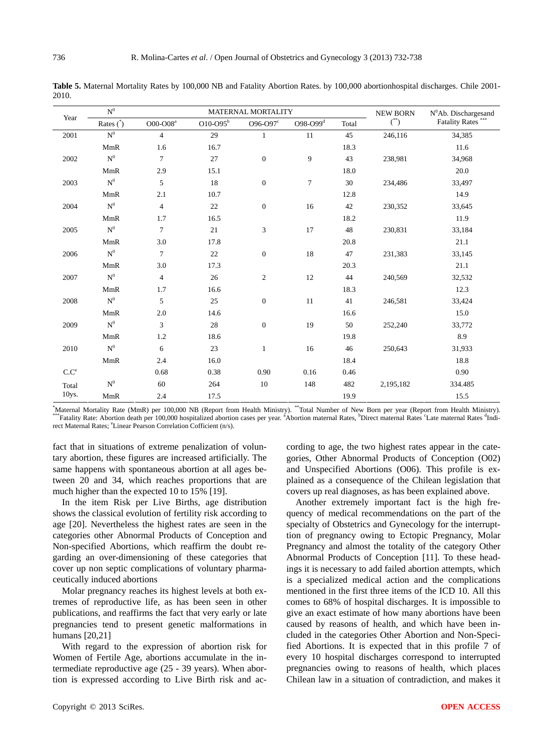**Table 5.** Maternal Mortality Rates by 100,000 NB and Fatality Abortion Rates. by 100,000 abortionhospital discharges. Chile 2001-2010.

| Year | N⁰ | MATERNAL MORTALITY | | | | | NEW BORN | N⁰Ab. Dischargesand |
|---|---|---|---|---|---|---|---|---|
| | Rates (*) | O00-O08[a] | O10-O95[b] | O96-O97[c] | O98-O99[d] | Total | (**) | Fatality Rates *** |
| 2001 | N⁰ | 4 | 29 | 1 | 11 | 45 | 246,116 | 34,385 |
| | MmR | 1.6 | 16.7 | | | 18.3 | | 11.6 |
| 2002 | N⁰ | 7 | 27 | 0 | 9 | 43 | 238,981 | 34,968 |
| | MmR | 2.9 | 15.1 | | | 18.0 | | 20.0 |
| 2003 | N⁰ | 5 | 18 | 0 | 7 | 30 | 234,486 | 33,497 |
| | MmR | 2.1 | 10.7 | | | 12.8 | | 14.9 |
| 2004 | N⁰ | 4 | 22 | 0 | 16 | 42 | 230,352 | 33,645 |
| | MmR | 1.7 | 16.5 | | | 18.2 | | 11.9 |
| 2005 | N⁰ | 7 | 21 | 3 | 17 | 48 | 230,831 | 33,184 |
| | MmR | 3.0 | 17.8 | | | 20.8 | | 21.1 |
| 2006 | N⁰ | 7 | 22 | 0 | 18 | 47 | 231,383 | 33,145 |
| | MmR | 3.0 | 17.3 | | | 20.3 | | 21.1 |
| 2007 | N⁰ | 4 | 26 | 2 | 12 | 44 | 240,569 | 32,532 |
| | MmR | 1.7 | 16.6 | | | 18.3 | | 12.3 |
| 2008 | N⁰ | 5 | 25 | 0 | 11 | 41 | 246,581 | 33,424 |
| | MmR | 2.0 | 14.6 | | | 16.6 | | 15.0 |
| 2009 | N⁰ | 3 | 28 | 0 | 19 | 50 | 252,240 | 33,772 |
| | MmR | 1.2 | 18.6 | | | 19.8 | | 8.9 |
| 2010 | N⁰ | 6 | 23 | 1 | 16 | 46 | 250,643 | 31,933 |
| | MmR | 2.4 | 16.0 | | | 18.4 | | 18.8 |
| C.C[e] | | 0.68 | 0.38 | 0.90 | 0.16 | 0.46 | | 0.90 |
| Total | N⁰ | 60 | 264 | 10 | 148 | 482 | 2,195,182 | 334.485 |
| 10ys. | MmR | 2.4 | 17.5 | | | 19.9 | | 15.5 |

*Maternal Mortality Rate (MmR) per 100,000 NB (Report from Health Ministry). **Total Number of New Born per year (Report from Health Ministry). ***Fatality Rate: Abortion death per 100,000 hospitalized abortion cases per year. [a]Abortion maternal Rates, [b]Direct maternal Rates [c]Late maternal Rates [d]Indirect Maternal Rates; [e]Linear Pearson Correlation Cofficient (n/s).

fact that in situations of extreme penalization of voluntary abortion, these figures are increased artificially. The same happens with spontaneous abortion at all ages between 20 and 34, which reaches proportions that are much higher than the expected 10 to 15% [19].

In the item Risk per Live Births, age distribution shows the classical evolution of fertility risk according to age [20]. Nevertheless the highest rates are seen in the categories other Abnormal Products of Conception and Non-specified Abortions, which reaffirm the doubt regarding an over-dimensioning of these categories that cover up non septic complications of voluntary pharmaceutically induced abortions

Molar pregnancy reaches its highest levels at both extremes of reproductive life, as has been seen in other publications, and reaffirms the fact that very early or late pregnancies tend to present genetic malformations in humans [20,21]

With regard to the expression of abortion risk for Women of Fertile Age, abortions accumulate in the intermediate reproductive age (25 - 39 years). When abortion is expressed according to Live Birth risk and according to age, the two highest rates appear in the categories, Other Abnormal Products of Conception (O02) and Unspecified Abortions (O06). This profile is explained as a consequence of the Chilean legislation that covers up real diagnoses, as has been explained above.

Another extremely important fact is the high frequency of medical recommendations on the part of the specialty of Obstetrics and Gynecology for the interruption of pregnancy owing to Ectopic Pregnancy, Molar Pregnancy and almost the totality of the category Other Abnormal Products of Conception [11]. To these headings it is necessary to add failed abortion attempts, which is a specialized medical action and the complications mentioned in the first three items of the ICD 10. All this comes to 68% of hospital discharges. It is impossible to give an exact estimate of how many abortions have been caused by reasons of health, and which have been included in the categories Other Abortion and Non-Specified Abortions. It is expected that in this profile 7 of every 10 hospital discharges correspond to interrupted pregnancies owing to reasons of health, which places Chilean law in a situation of contradiction, and makes it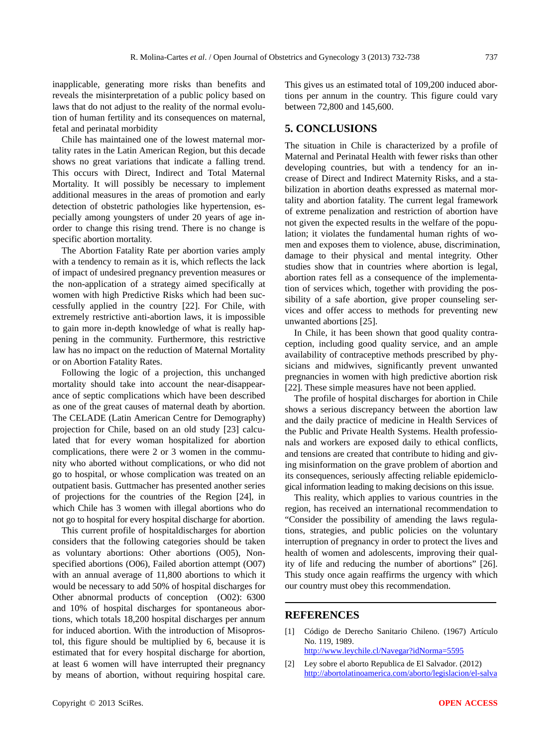inapplicable, generating more risks than benefits and reveals the misinterpretation of a public policy based on laws that do not adjust to the reality of the normal evolution of human fertility and its consequences on maternal, fetal and perinatal morbidity

Chile has maintained one of the lowest maternal mortality rates in the Latin American Region, but this decade shows no great variations that indicate a falling trend. This occurs with Direct, Indirect and Total Maternal Mortality. It will possibly be necessary to implement additional measures in the areas of promotion and early detection of obstetric pathologies like hypertension, especially among youngsters of under 20 years of age inorder to change this rising trend. There is no change is specific abortion mortality.

The Abortion Fatality Rate per abortion varies amply with a tendency to remain as it is, which reflects the lack of impact of undesired pregnancy prevention measures or the non-application of a strategy aimed specifically at women with high Predictive Risks which had been successfully applied in the country [22]. For Chile, with extremely restrictive anti-abortion laws, it is impossible to gain more in-depth knowledge of what is really happening in the community. Furthermore, this restrictive law has no impact on the reduction of Maternal Mortality or on Abortion Fatality Rates.

Following the logic of a projection, this unchanged mortality should take into account the near-disappearance of septic complications which have been described as one of the great causes of maternal death by abortion. The CELADE (Latin American Centre for Demography) projection for Chile, based on an old study [23] calculated that for every woman hospitalized for abortion complications, there were 2 or 3 women in the community who aborted without complications, or who did not go to hospital, or whose complication was treated on an outpatient basis. Guttmacher has presented another series of projections for the countries of the Region [24], in which Chile has 3 women with illegal abortions who do not go to hospital for every hospital discharge for abortion.

This current profile of hospitaldischarges for abortion considers that the following categories should be taken as voluntary abortions: Other abortions (O05), Non-specified abortions (O06), Failed abortion attempt (O07) with an annual average of 11,800 abortions to which it would be necessary to add 50% of hospital discharges for Other abnormal products of conception (O02): 6300 and 10% of hospital discharges for spontaneous abortions, which totals 18,200 hospital discharges per annum for induced abortion. With the introduction of Misoprostol, this figure should be multiplied by 6, because it is estimated that for every hospital discharge for abortion, at least 6 women will have interrupted their pregnancy by means of abortion, without requiring hospital care. This gives us an estimated total of 109,200 induced abortions per annum in the country. This figure could vary between 72,800 and 145,600.

## 5. CONCLUSIONS

The situation in Chile is characterized by a profile of Maternal and Perinatal Health with fewer risks than other developing countries, but with a tendency for an increase of Direct and Indirect Maternity Risks, and a stabilization in abortion deaths expressed as maternal mortality and abortion fatality. The current legal framework of extreme penalization and restriction of abortion have not given the expected results in the welfare of the population; it violates the fundamental human rights of women and exposes them to violence, abuse, discrimination, damage to their physical and mental integrity. Other studies show that in countries where abortion is legal, abortion rates fell as a consequence of the implementation of services which, together with providing the possibility of a safe abortion, give proper counseling services and offer access to methods for preventing new unwanted abortions [25].

In Chile, it has been shown that good quality contraception, including good quality service, and an ample availability of contraceptive methods prescribed by physicians and midwives, significantly prevent unwanted pregnancies in women with high predictive abortion risk [22]. These simple measures have not been applied.

The profile of hospital discharges for abortion in Chile shows a serious discrepancy between the abortion law and the daily practice of medicine in Health Services of the Public and Private Health Systems. Health professionals and workers are exposed daily to ethical conflicts, and tensions are created that contribute to hiding and giving misinformation on the grave problem of abortion and its consequences, seriously affecting reliable epidemiclogical information leading to making decisions on this issue.

This reality, which applies to various countries in the region, has received an international recommendation to "Consider the possibility of amending the laws regulations, strategies, and public policies on the voluntary interruption of pregnancy in order to protect the lives and health of women and adolescents, improving their quality of life and reducing the number of abortions" [26]. This study once again reaffirms the urgency with which our country must obey this recommendation.

## REFERENCES

[1] Código de Derecho Sanitario Chileno. (1967) Artículo No. 119, 1989. http://www.leychile.cl/Navegar?idNorma=5595

[2] Ley sobre el aborto Republica de El Salvador. (2012) http://abortolatinoamerica.com/aborto/legislacion/el-salva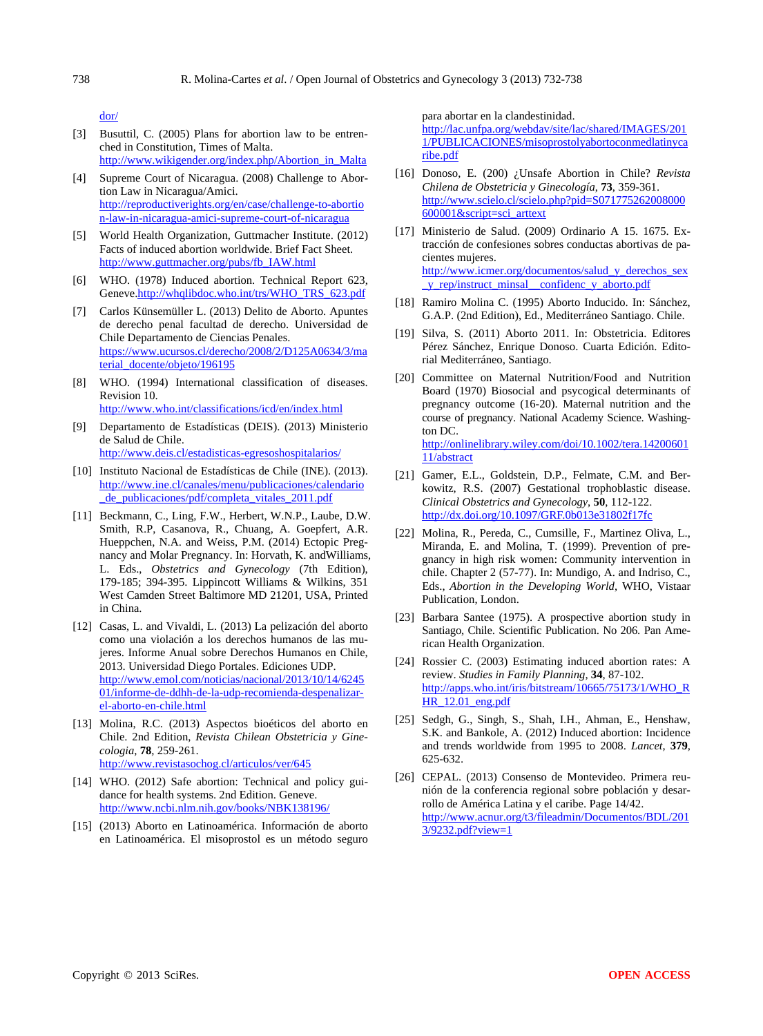dor/

[3] Busuttil, C. (2005) Plans for abortion law to be entrenched in Constitution, Times of Malta. http://www.wikigender.org/index.php/Abortion_in_Malta

[4] Supreme Court of Nicaragua. (2008) Challenge to Abortion Law in Nicaragua/Amici. http://reproductiverights.org/en/case/challenge-to-abortion-law-in-nicaragua-amici-supreme-court-of-nicaragua

[5] World Health Organization, Guttmacher Institute. (2012) Facts of induced abortion worldwide. Brief Fact Sheet. http://www.guttmacher.org/pubs/fb_IAW.html

[6] WHO. (1978) Induced abortion. Technical Report 623, Geneve.http://whqlibdoc.who.int/trs/WHO_TRS_623.pdf

[7] Carlos Künsemüller L. (2013) Delito de Aborto. Apuntes de derecho penal facultad de derecho. Universidad de Chile Departamento de Ciencias Penales. https://www.ucursos.cl/derecho/2008/2/D125A0634/3/material_docente/objeto/196195

[8] WHO. (1994) International classification of diseases. Revision 10. http://www.who.int/classifications/icd/en/index.html

[9] Departamento de Estadísticas (DEIS). (2013) Ministerio de Salud de Chile. http://www.deis.cl/estadisticas-egresoshospitalarios/

[10] Instituto Nacional de Estadísticas de Chile (INE). (2013). http://www.ine.cl/canales/menu/publicaciones/calendario_de_publicaciones/pdf/completa_vitales_2011.pdf

[11] Beckmann, C., Ling, F.W., Herbert, W.N.P., Laube, D.W. Smith, R.P, Casanova, R., Chuang, A. Goepfert, A.R. Hueppchen, N.A. and Weiss, P.M. (2014) Ectopic Pregnancy and Molar Pregnancy. In: Horvath, K. andWilliams, L. Eds., *Obstetrics and Gynecology* (7th Edition), 179-185; 394-395. Lippincott Williams & Wilkins, 351 West Camden Street Baltimore MD 21201, USA, Printed in China.

[12] Casas, L. and Vivaldi, L. (2013) La pelización del aborto como una violación a los derechos humanos de las mujeres. Informe Anual sobre Derechos Humanos en Chile, 2013. Universidad Diego Portales. Ediciones UDP. http://www.emol.com/noticias/nacional/2013/10/14/624501/informe-de-ddhh-de-la-udp-recomienda-despenalizar-el-aborto-en-chile.html

[13] Molina, R.C. (2013) Aspectos bioéticos del aborto en Chile. 2nd Edition, *Revista Chilean Obstetricia y Ginecologia*, **78**, 259-261. http://www.revistasochog.cl/articulos/ver/645

[14] WHO. (2012) Safe abortion: Technical and policy guidance for health systems. 2nd Edition. Geneve. http://www.ncbi.nlm.nih.gov/books/NBK138196/

[15] (2013) Aborto en Latinoamérica. Información de aborto en Latinoamérica. El misoprostol es un método seguro para abortar en la clandestinidad. http://lac.unfpa.org/webdav/site/lac/shared/IMAGES/2011/PUBLICACIONES/misoprostolyabortoconmedlatinycaribe.pdf

[16] Donoso, E. (200) ¿Unsafe Abortion in Chile? *Revista Chilena de Obstetricia y Ginecología*, **73**, 359-361. http://www.scielo.cl/scielo.php?pid=S071775262008000600001&script=sci_arttext

[17] Ministerio de Salud. (2009) Ordinario A 15. 1675. Extracción de confesiones sobres conductas abortivas de pacientes mujeres. http://www.icmer.org/documentos/salud_y_derechos_sex_y_rep/instruct_minsal__confidenc_y_aborto.pdf

[18] Ramiro Molina C. (1995) Aborto Inducido. In: Sánchez, G.A.P. (2nd Edition), Ed., Mediterráneo Santiago. Chile.

[19] Silva, S. (2011) Aborto 2011. In: Obstetricia. Editores Pérez Sánchez, Enrique Donoso. Cuarta Edición. Editorial Mediterráneo, Santiago.

[20] Committee on Maternal Nutrition/Food and Nutrition Board (1970) Biosocial and psycogical determinants of pregnancy outcome (16-20). Maternal nutrition and the course of pregnancy. National Academy Science. Washington DC. http://onlinelibrary.wiley.com/doi/10.1002/tera.1420060111/abstract

[21] Gamer, E.L., Goldstein, D.P., Felmate, C.M. and Berkowitz, R.S. (2007) Gestational trophoblastic disease. *Clinical Obstetrics and Gynecology*, **50**, 112-122. http://dx.doi.org/10.1097/GRF.0b013e31802f17fc

[22] Molina, R., Pereda, C., Cumsille, F., Martinez Oliva, L., Miranda, E. and Molina, T. (1999). Prevention of pregnancy in high risk women: Community intervention in chile. Chapter 2 (57-77). In: Mundigo, A. and Indriso, C., Eds., *Abortion in the Developing World*, WHO, Vistaar Publication, London.

[23] Barbara Santee (1975). A prospective abortion study in Santiago, Chile. Scientific Publication. No 206. Pan American Health Organization.

[24] Rossier C. (2003) Estimating induced abortion rates: A review. *Studies in Family Planning*, **34**, 87-102. http://apps.who.int/iris/bitstream/10665/75173/1/WHO_RHR_12.01_eng.pdf

[25] Sedgh, G., Singh, S., Shah, I.H., Ahman, E., Henshaw, S.K. and Bankole, A. (2012) Induced abortion: Incidence and trends worldwide from 1995 to 2008. *Lancet*, **379**, 625-632.

[26] CEPAL. (2013) Consenso de Montevideo. Primera reunión de la conferencia regional sobre población y desarrollo de América Latina y el caribe. Page 14/42. http://www.acnur.org/t3/fileadmin/Documentos/BDL/2013/9232.pdf?view=1